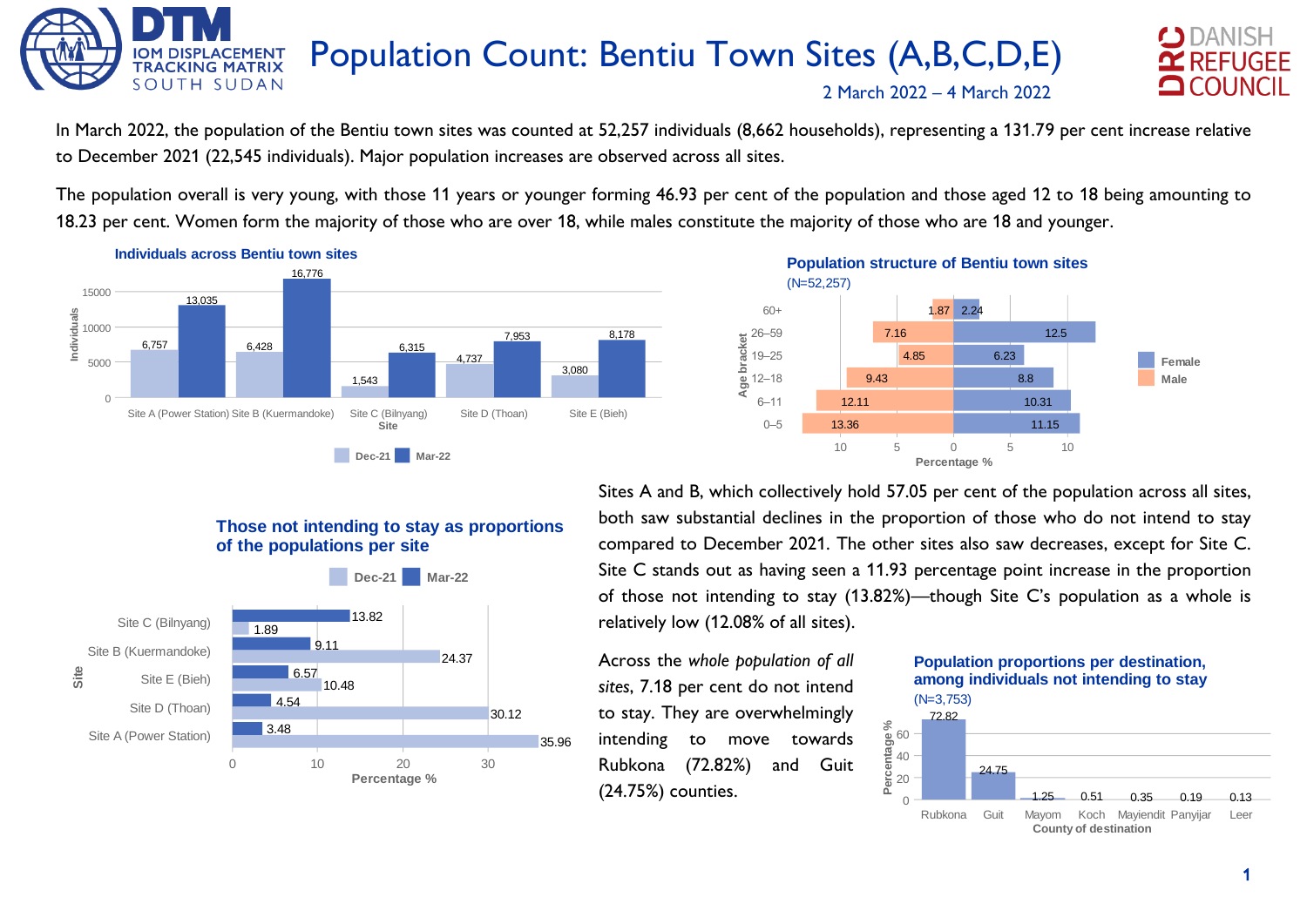# Population Count: Bentiu Town Sites (A,B,C,D,E)

2 March 2022 – 4 March 2022

In March 2022, the population of the Bentiu town sites was counted at 52,257 individuals (8,662 households), representing a 131.79 per cent increase relative to December 2021 (22,545 individuals). Major population increases are observed across all sites.

The population overall is very young, with those 11 years or younger forming 46.93 per cent of the population and those aged 12 to 18 being amounting to 18.23 per cent. Women form the majority of those who are over 18, while males constitute the majority of those who are 18 and younger.

**Individuals across Bentiu town sites**

| Site | Dec-21 | Mar-22 |
|---|---|---|
| Site A (Power Station) | 6,757 | 13,035 |
| Site B (Kuermandoke) | 6,428 | 16,776 |
| Site C (Bilnyang) | 1,543 | 6,315 |
| Site D (Thoan) | 4,737 | 7,953 |
| Site E (Bieh) | 3,080 | 8,178 |

**Population structure of Bentiu town sites** (N=52,257)

| Age bracket | Male (%) | Female (%) |
|---|---|---|
| 60+ | 1.87 | 2.24 |
| 26–59 | 7.16 | 12.5 |
| 19–25 | 4.85 | 6.23 |
| 12–18 | 9.43 | 8.8 |
| 6–11 | 12.11 | 10.31 |
| 0–5 | 13.36 | 11.15 |

**Those not intending to stay as proportions of the populations per site**

| Site | Dec-21 (%) | Mar-22 (%) |
|---|---|---|
| Site C (Bilnyang) | 1.89 | 13.82 |
| Site B (Kuermandoke) | 24.37 | 9.11 |
| Site E (Bieh) | 10.48 | 6.57 |
| Site D (Thoan) | 30.12 | 4.54 |
| Site A (Power Station) | 35.96 | 3.48 |

Sites A and B, which collectively hold 57.05 per cent of the population across all sites, both saw substantial declines in the proportion of those who do not intend to stay compared to December 2021. The other sites also saw decreases, except for Site C. Site C stands out as having seen a 11.93 percentage point increase in the proportion of those not intending to stay (13.82%)—though Site C's population as a whole is relatively low (12.08% of all sites).

Across the *whole population of all sites*, 7.18 per cent do not intend to stay. They are overwhelmingly intending to move towards Rubkona (72.82%) and Guit (24.75%) counties.

**Population proportions per destination, among individuals not intending to stay** (N=3,753)

| County of destination | Percentage % |
|---|---|
| Rubkona | 72.82 |
| Guit | 24.75 |
| Mayom | 1.25 |
| Koch | 0.51 |
| Mayiendit | 0.35 |
| Panyijar | 0.19 |
| Leer | 0.13 |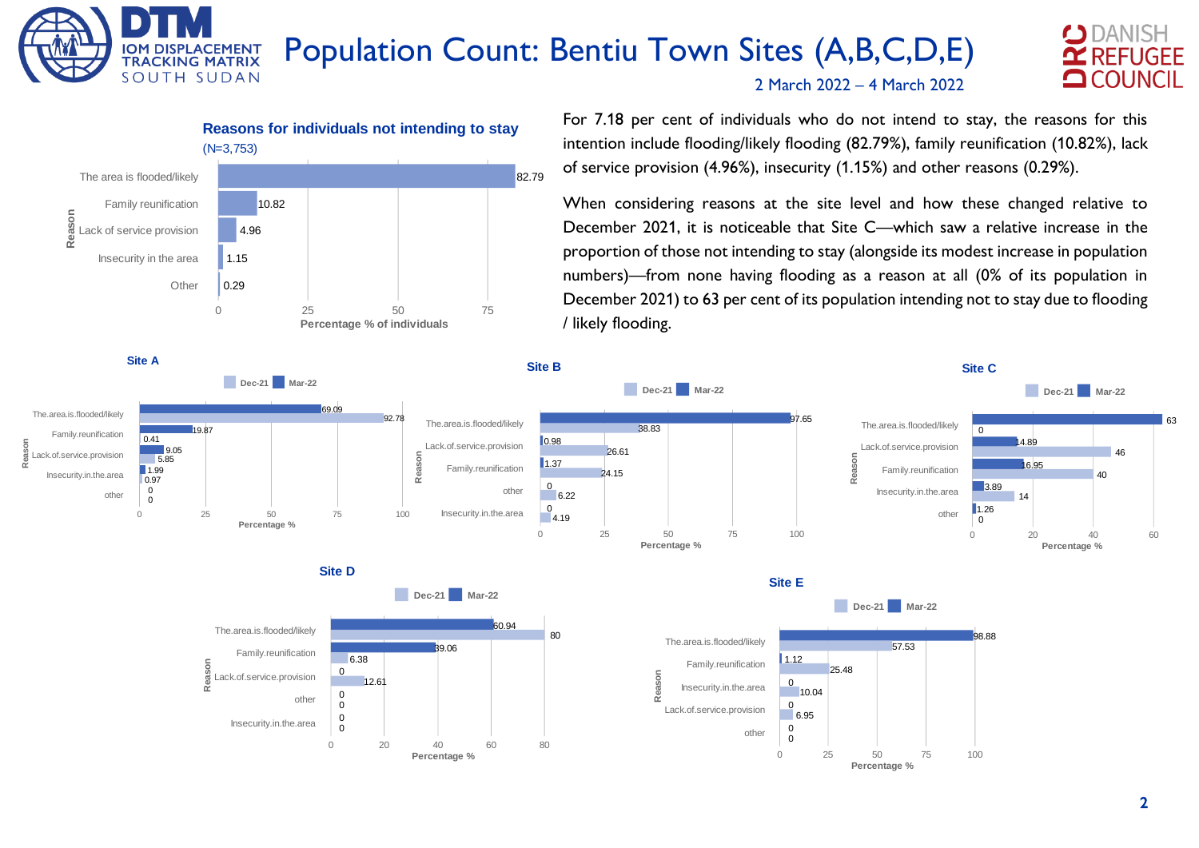# Population Count: Bentiu Town Sites (A,B,C,D,E)

2 March 2022 – 4 March 2022

### Reasons for individuals not intending to stay

(N=3,753)

| Reason | Percentage % of individuals |
|---|---|
| The area is flooded/likely | 82.79 |
| Family reunification | 10.82 |
| Lack of service provision | 4.96 |
| Insecurity in the area | 1.15 |
| Other | 0.29 |

For 7.18 per cent of individuals who do not intend to stay, the reasons for this intention include flooding/likely flooding (82.79%), family reunification (10.82%), lack of service provision (4.96%), insecurity (1.15%) and other reasons (0.29%).

When considering reasons at the site level and how these changed relative to December 2021, it is noticeable that Site C—which saw a relative increase in the proportion of those not intending to stay (alongside its modest increase in population numbers)—from none having flooding as a reason at all (0% of its population in December 2021) to 63 per cent of its population intending not to stay due to flooding / likely flooding.

### Site A

| Reason | Dec-21 | Mar-22 |
|---|---|---|
| The.area.is.flooded/likely | 92.78 | 69.09 |
| Family.reunification | 0.41 | 19.87 |
| Lack.of.service.provision | 5.85 | 9.05 |
| Insecurity.in.the.area | 0.97 | 1.99 |
| other | 0 | 0 |

### Site B

| Reason | Dec-21 | Mar-22 |
|---|---|---|
| The.area.is.flooded/likely | 38.83 | 97.65 |
| Lack.of.service.provision | 26.61 | 0.98 |
| Family.reunification | 24.15 | 1.37 |
| other | 6.22 | 0 |
| Insecurity.in.the.area | 4.19 | 0 |

### Site C

| Reason | Dec-21 | Mar-22 |
|---|---|---|
| The.area.is.flooded/likely | 0 | 63 |
| Lack.of.service.provision | 46 | 14.89 |
| Family.reunification | 40 | 16.95 |
| Insecurity.in.the.area | 14 | 3.89 |
| other | 0 | 1.26 |

### Site D

| Reason | Dec-21 | Mar-22 |
|---|---|---|
| The.area.is.flooded/likely | 80 | 60.94 |
| Family.reunification | 6.38 | 39.06 |
| Lack.of.service.provision | 12.61 | 0 |
| other | 0 | 0 |
| Insecurity.in.the.area | 0 | 0 |

### Site E

| Reason | Dec-21 | Mar-22 |
|---|---|---|
| The.area.is.flooded/likely | 57.53 | 98.88 |
| Family.reunification | 25.48 | 1.12 |
| Insecurity.in.the.area | 10.04 | 0 |
| Lack.of.service.provision | 6.95 | 0 |
| other | 0 | 0 |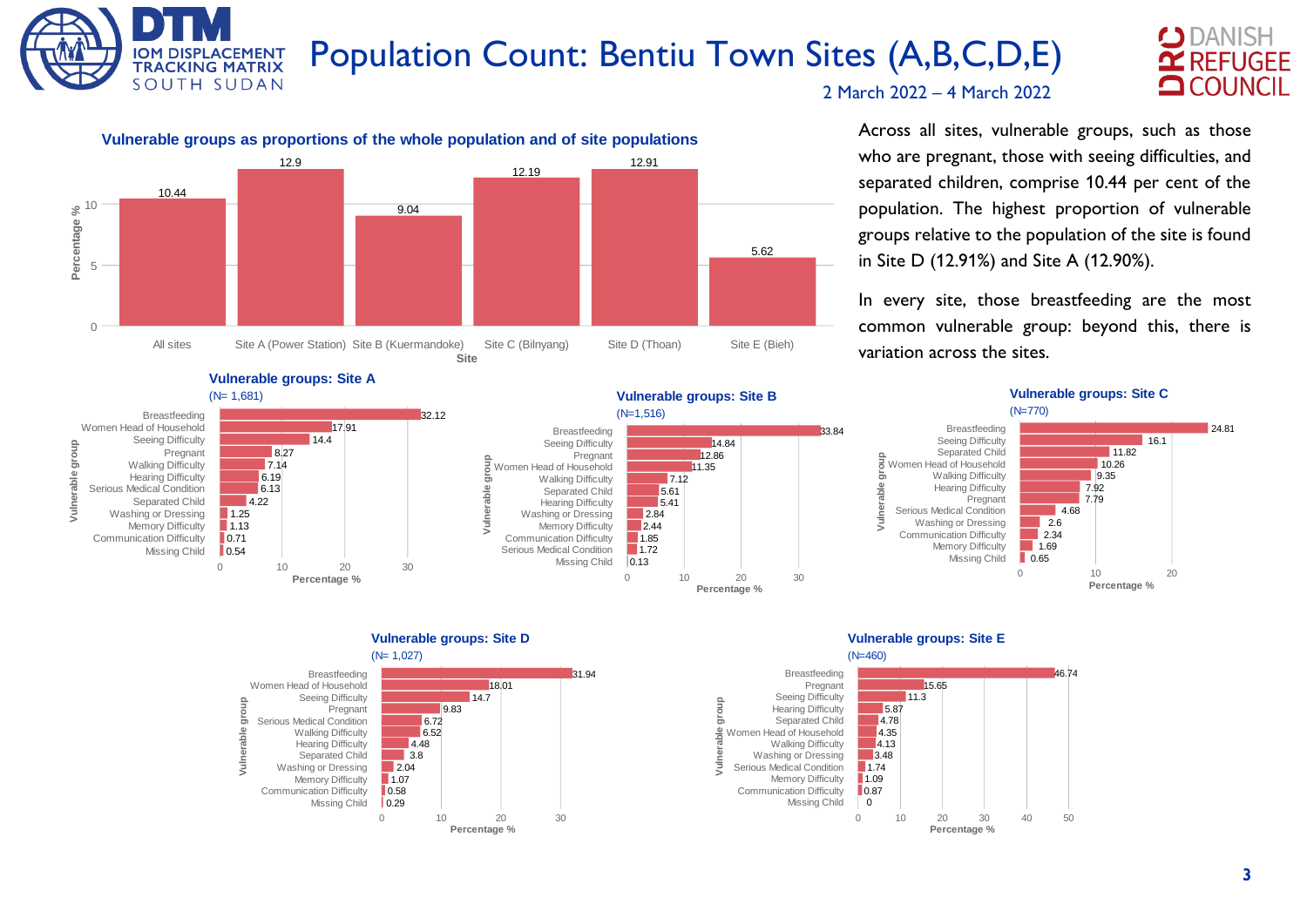# Population Count: Bentiu Town Sites (A,B,C,D,E)

2 March 2022 – 4 March 2022

Across all sites, vulnerable groups, such as those who are pregnant, those with seeing difficulties, and separated children, comprise 10.44 per cent of the population. The highest proportion of vulnerable groups relative to the population of the site is found in Site D (12.91%) and Site A (12.90%).

In every site, those breastfeeding are the most common vulnerable group: beyond this, there is variation across the sites.

**Vulnerable groups as proportions of the whole population and of site populations**

Percentage %
Site
All sites 10.44
Site A (Power Station) 12.9
Site B (Kuermandoke) 9.04
Site C (Bilnyang) 12.19
Site D (Thoan) 12.91
Site E (Bieh) 5.62

**Vulnerable groups: Site A**
(N= 1,681)

Vulnerable group
Percentage %
Breastfeeding 32.12
Women Head of Household 17.91
Seeing Difficulty 14.4
Pregnant 8.27
Walking Difficulty 7.14
Hearing Difficulty 6.19
Serious Medical Condition 6.13
Separated Child 4.22
Washing or Dressing 1.25
Memory Difficulty 1.13
Communication Difficulty 0.71
Missing Child 0.54

**Vulnerable groups: Site B**
(N=1,516)

Vulnerable group
Percentage %
Breastfeeding 33.84
Seeing Difficulty 14.84
Pregnant 12.86
Women Head of Household 11.35
Walking Difficulty 7.12
Separated Child 5.61
Hearing Difficulty 5.41
Washing or Dressing 2.84
Memory Difficulty 2.44
Communication Difficulty 1.85
Serious Medical Condition 1.72
Missing Child 0.13

**Vulnerable groups: Site C**
(N=770)

Vulnerable group
Percentage %
Breastfeeding 24.81
Seeing Difficulty 16.1
Separated Child 11.82
Women Head of Household 10.26
Walking Difficulty 9.35
Hearing Difficulty 7.92
Pregnant 7.79
Serious Medical Condition 4.68
Washing or Dressing 2.6
Communication Difficulty 2.34
Memory Difficulty 1.69
Missing Child 0.65

**Vulnerable groups: Site D**
(N= 1,027)

Vulnerable group
Percentage %
Breastfeeding 31.94
Women Head of Household 18.01
Seeing Difficulty 14.7
Pregnant 9.83
Serious Medical Condition 6.72
Walking Difficulty 6.52
Hearing Difficulty 4.48
Separated Child 3.8
Washing or Dressing 2.04
Memory Difficulty 1.07
Communication Difficulty 0.58
Missing Child 0.29

**Vulnerable groups: Site E**
(N=460)

Vulnerable group
Percentage %
Breastfeeding 46.74
Pregnant 15.65
Seeing Difficulty 11.3
Hearing Difficulty 5.87
Separated Child 4.78
Women Head of Household 4.35
Walking Difficulty 4.13
Washing or Dressing 3.48
Serious Medical Condition 1.74
Memory Difficulty 1.09
Communication Difficulty 0.87
Missing Child 0